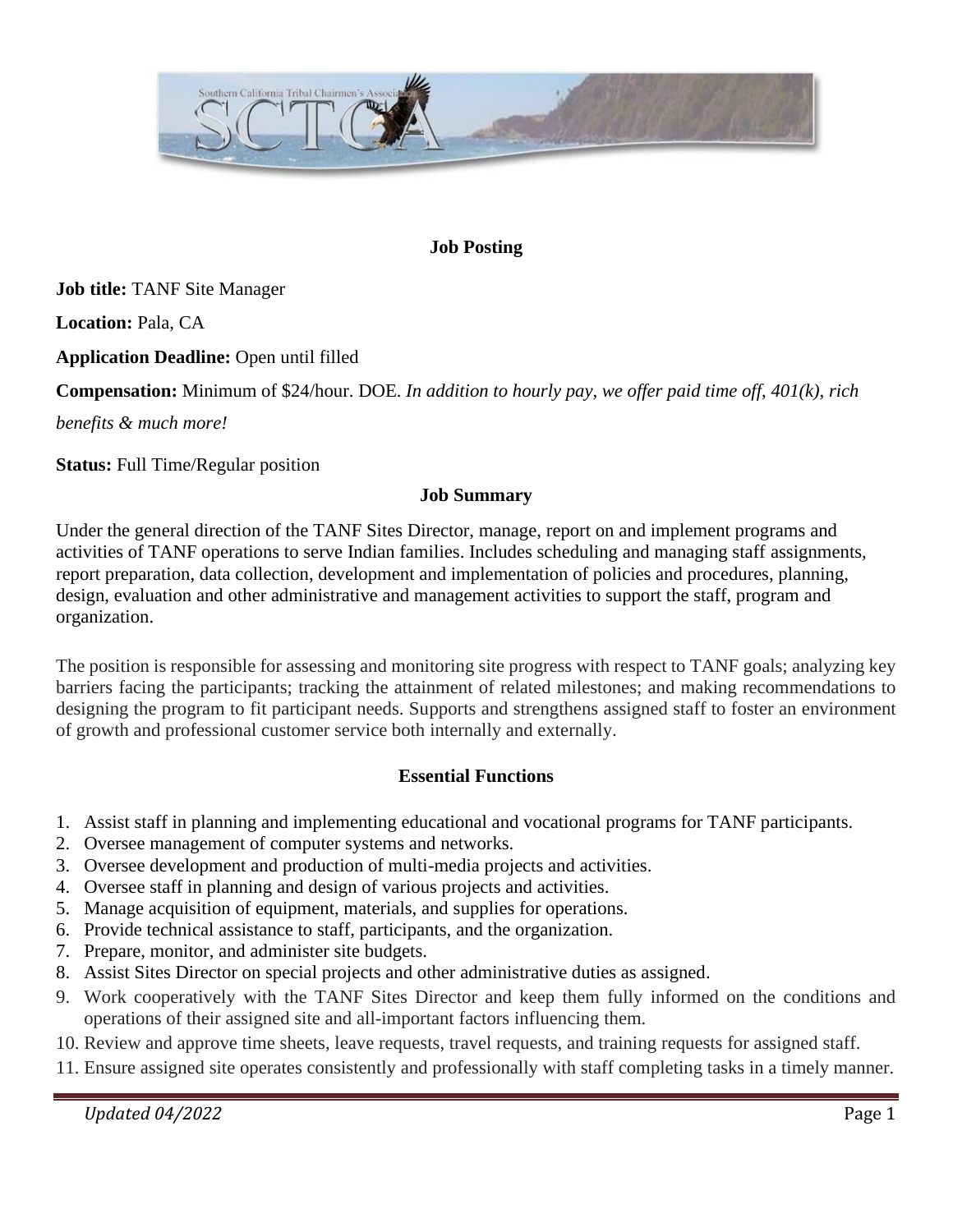## Job Posting

**Job title:** TANF Site Manager

**Location:** Pala, CA

**Application Deadline:** Open until filled

**Compensation:** Minimum of $24/hour. DOE. *In addition to hourly pay, we offer paid time off, 401(k), rich benefits & much more!*

**Status:** Full Time/Regular position

### Job Summary

Under the general direction of the TANF Sites Director, manage, report on and implement programs and activities of TANF operations to serve Indian families. Includes scheduling and managing staff assignments, report preparation, data collection, development and implementation of policies and procedures, planning, design, evaluation and other administrative and management activities to support the staff, program and organization.

The position is responsible for assessing and monitoring site progress with respect to TANF goals; analyzing key barriers facing the participants; tracking the attainment of related milestones; and making recommendations to designing the program to fit participant needs. Supports and strengthens assigned staff to foster an environment of growth and professional customer service both internally and externally.

### Essential Functions

1. Assist staff in planning and implementing educational and vocational programs for TANF participants.
2. Oversee management of computer systems and networks.
3. Oversee development and production of multi-media projects and activities.
4. Oversee staff in planning and design of various projects and activities.
5. Manage acquisition of equipment, materials, and supplies for operations.
6. Provide technical assistance to staff, participants, and the organization.
7. Prepare, monitor, and administer site budgets.
8. Assist Sites Director on special projects and other administrative duties as assigned.
9. Work cooperatively with the TANF Sites Director and keep them fully informed on the conditions and operations of their assigned site and all-important factors influencing them.
10. Review and approve time sheets, leave requests, travel requests, and training requests for assigned staff.
11. Ensure assigned site operates consistently and professionally with staff completing tasks in a timely manner.

*Updated 04/2022*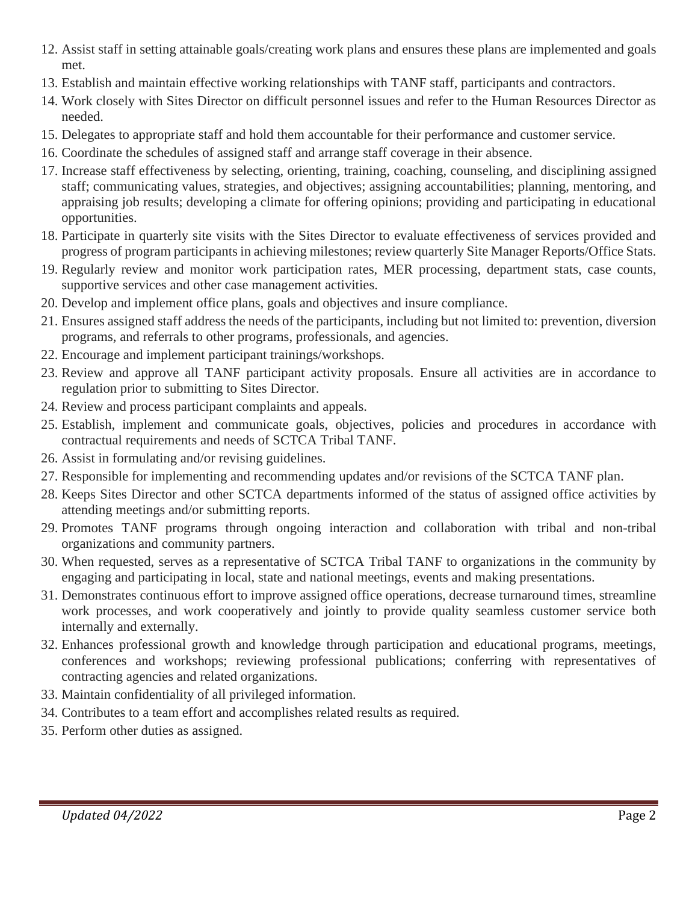12. Assist staff in setting attainable goals/creating work plans and ensures these plans are implemented and goals met.
13. Establish and maintain effective working relationships with TANF staff, participants and contractors.
14. Work closely with Sites Director on difficult personnel issues and refer to the Human Resources Director as needed.
15. Delegates to appropriate staff and hold them accountable for their performance and customer service.
16. Coordinate the schedules of assigned staff and arrange staff coverage in their absence.
17. Increase staff effectiveness by selecting, orienting, training, coaching, counseling, and disciplining assigned staff; communicating values, strategies, and objectives; assigning accountabilities; planning, mentoring, and appraising job results; developing a climate for offering opinions; providing and participating in educational opportunities.
18. Participate in quarterly site visits with the Sites Director to evaluate effectiveness of services provided and progress of program participants in achieving milestones; review quarterly Site Manager Reports/Office Stats.
19. Regularly review and monitor work participation rates, MER processing, department stats, case counts, supportive services and other case management activities.
20. Develop and implement office plans, goals and objectives and insure compliance.
21. Ensures assigned staff address the needs of the participants, including but not limited to: prevention, diversion programs, and referrals to other programs, professionals, and agencies.
22. Encourage and implement participant trainings/workshops.
23. Review and approve all TANF participant activity proposals. Ensure all activities are in accordance to regulation prior to submitting to Sites Director.
24. Review and process participant complaints and appeals.
25. Establish, implement and communicate goals, objectives, policies and procedures in accordance with contractual requirements and needs of SCTCA Tribal TANF.
26. Assist in formulating and/or revising guidelines.
27. Responsible for implementing and recommending updates and/or revisions of the SCTCA TANF plan.
28. Keeps Sites Director and other SCTCA departments informed of the status of assigned office activities by attending meetings and/or submitting reports.
29. Promotes TANF programs through ongoing interaction and collaboration with tribal and non-tribal organizations and community partners.
30. When requested, serves as a representative of SCTCA Tribal TANF to organizations in the community by engaging and participating in local, state and national meetings, events and making presentations.
31. Demonstrates continuous effort to improve assigned office operations, decrease turnaround times, streamline work processes, and work cooperatively and jointly to provide quality seamless customer service both internally and externally.
32. Enhances professional growth and knowledge through participation and educational programs, meetings, conferences and workshops; reviewing professional publications; conferring with representatives of contracting agencies and related organizations.
33. Maintain confidentiality of all privileged information.
34. Contributes to a team effort and accomplishes related results as required.
35. Perform other duties as assigned.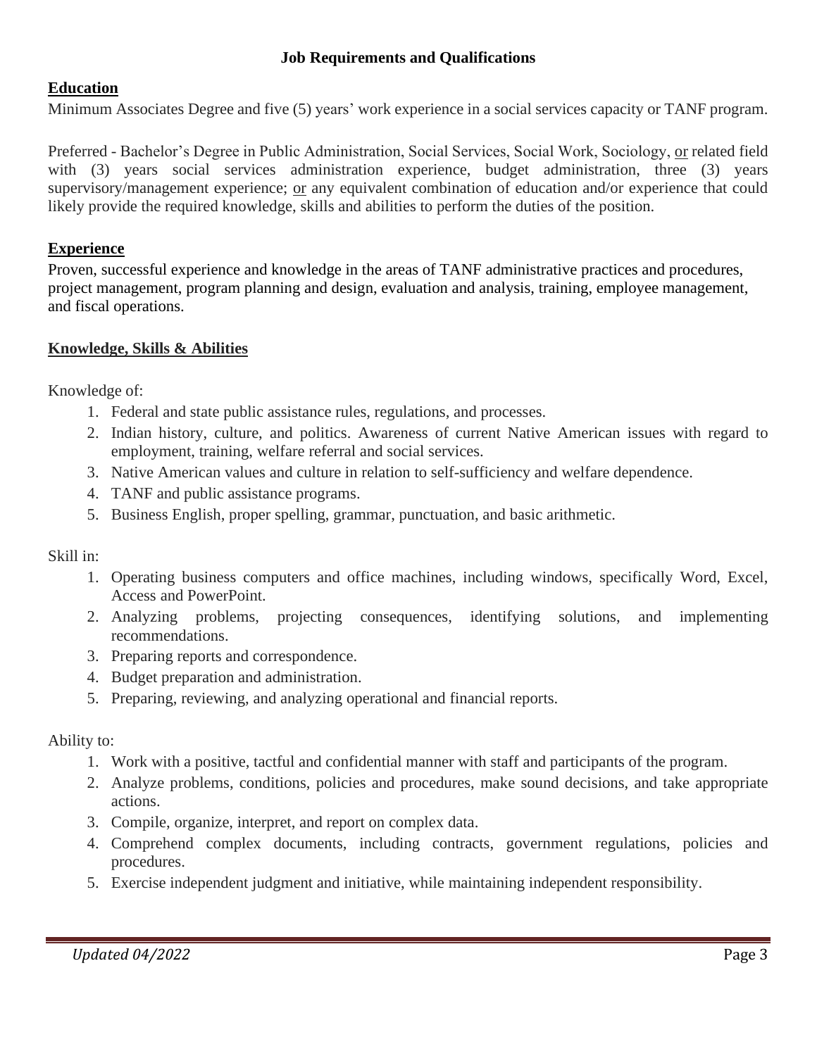# Job Requirements and Qualifications

## Education

Minimum Associates Degree and five (5) years' work experience in a social services capacity or TANF program.

Preferred - Bachelor's Degree in Public Administration, Social Services, Social Work, Sociology, or related field with (3) years social services administration experience, budget administration, three (3) years supervisory/management experience; or any equivalent combination of education and/or experience that could likely provide the required knowledge, skills and abilities to perform the duties of the position.

## Experience

Proven, successful experience and knowledge in the areas of TANF administrative practices and procedures, project management, program planning and design, evaluation and analysis, training, employee management, and fiscal operations.

## Knowledge, Skills & Abilities

Knowledge of:

1. Federal and state public assistance rules, regulations, and processes.
2. Indian history, culture, and politics. Awareness of current Native American issues with regard to employment, training, welfare referral and social services.
3. Native American values and culture in relation to self-sufficiency and welfare dependence.
4. TANF and public assistance programs.
5. Business English, proper spelling, grammar, punctuation, and basic arithmetic.

Skill in:

1. Operating business computers and office machines, including windows, specifically Word, Excel, Access and PowerPoint.
2. Analyzing problems, projecting consequences, identifying solutions, and implementing recommendations.
3. Preparing reports and correspondence.
4. Budget preparation and administration.
5. Preparing, reviewing, and analyzing operational and financial reports.

Ability to:

1. Work with a positive, tactful and confidential manner with staff and participants of the program.
2. Analyze problems, conditions, policies and procedures, make sound decisions, and take appropriate actions.
3. Compile, organize, interpret, and report on complex data.
4. Comprehend complex documents, including contracts, government regulations, policies and procedures.
5. Exercise independent judgment and initiative, while maintaining independent responsibility.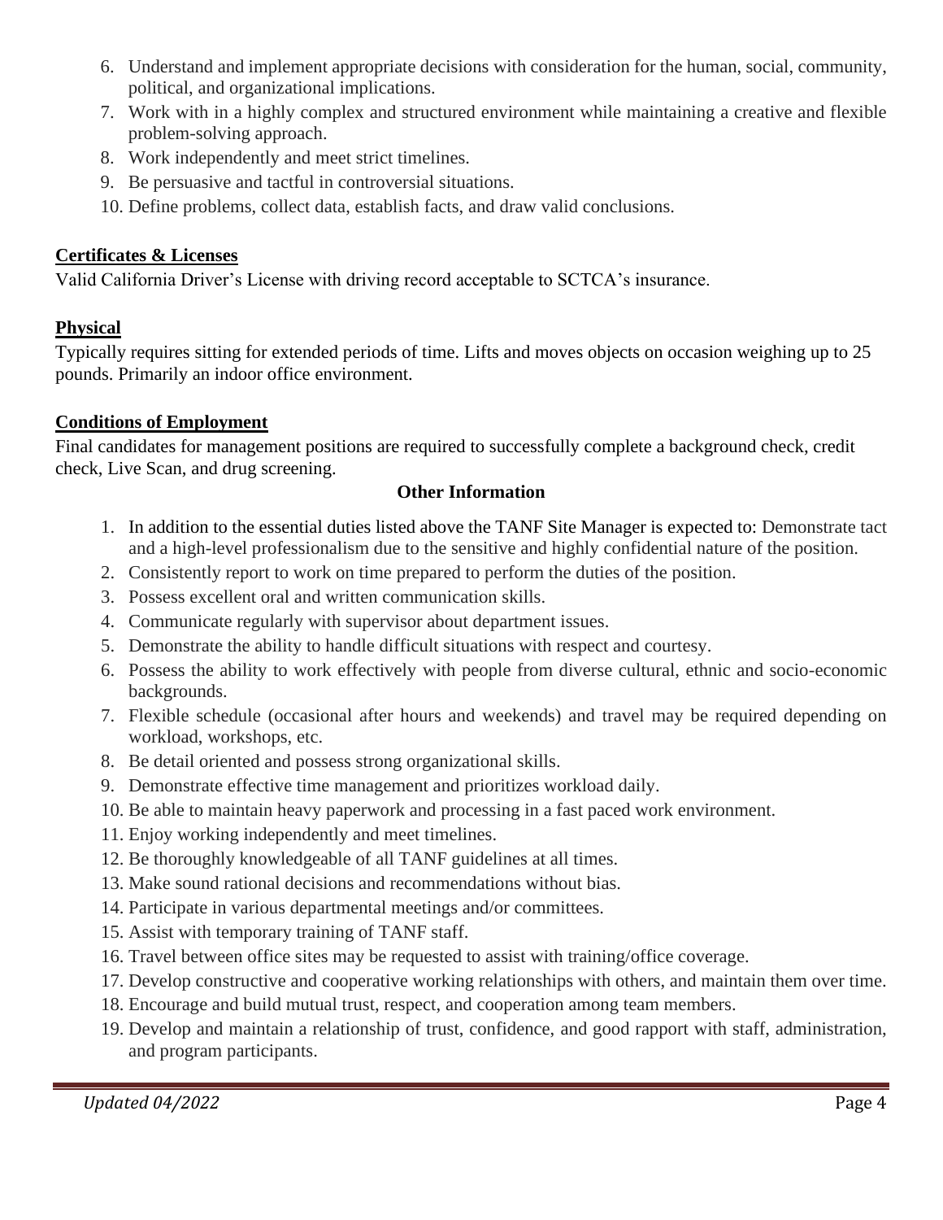6. Understand and implement appropriate decisions with consideration for the human, social, community, political, and organizational implications.
7. Work with in a highly complex and structured environment while maintaining a creative and flexible problem-solving approach.
8. Work independently and meet strict timelines.
9. Be persuasive and tactful in controversial situations.
10. Define problems, collect data, establish facts, and draw valid conclusions.

**Certificates & Licenses**

Valid California Driver's License with driving record acceptable to SCTCA's insurance.

**Physical**

Typically requires sitting for extended periods of time. Lifts and moves objects on occasion weighing up to 25 pounds. Primarily an indoor office environment.

**Conditions of Employment**

Final candidates for management positions are required to successfully complete a background check, credit check, Live Scan, and drug screening.

**Other Information**

1. In addition to the essential duties listed above the TANF Site Manager is expected to: Demonstrate tact and a high-level professionalism due to the sensitive and highly confidential nature of the position.
2. Consistently report to work on time prepared to perform the duties of the position.
3. Possess excellent oral and written communication skills.
4. Communicate regularly with supervisor about department issues.
5. Demonstrate the ability to handle difficult situations with respect and courtesy.
6. Possess the ability to work effectively with people from diverse cultural, ethnic and socio-economic backgrounds.
7. Flexible schedule (occasional after hours and weekends) and travel may be required depending on workload, workshops, etc.
8. Be detail oriented and possess strong organizational skills.
9. Demonstrate effective time management and prioritizes workload daily.
10. Be able to maintain heavy paperwork and processing in a fast paced work environment.
11. Enjoy working independently and meet timelines.
12. Be thoroughly knowledgeable of all TANF guidelines at all times.
13. Make sound rational decisions and recommendations without bias.
14. Participate in various departmental meetings and/or committees.
15. Assist with temporary training of TANF staff.
16. Travel between office sites may be requested to assist with training/office coverage.
17. Develop constructive and cooperative working relationships with others, and maintain them over time.
18. Encourage and build mutual trust, respect, and cooperation among team members.
19. Develop and maintain a relationship of trust, confidence, and good rapport with staff, administration, and program participants.

*Updated 04/2022*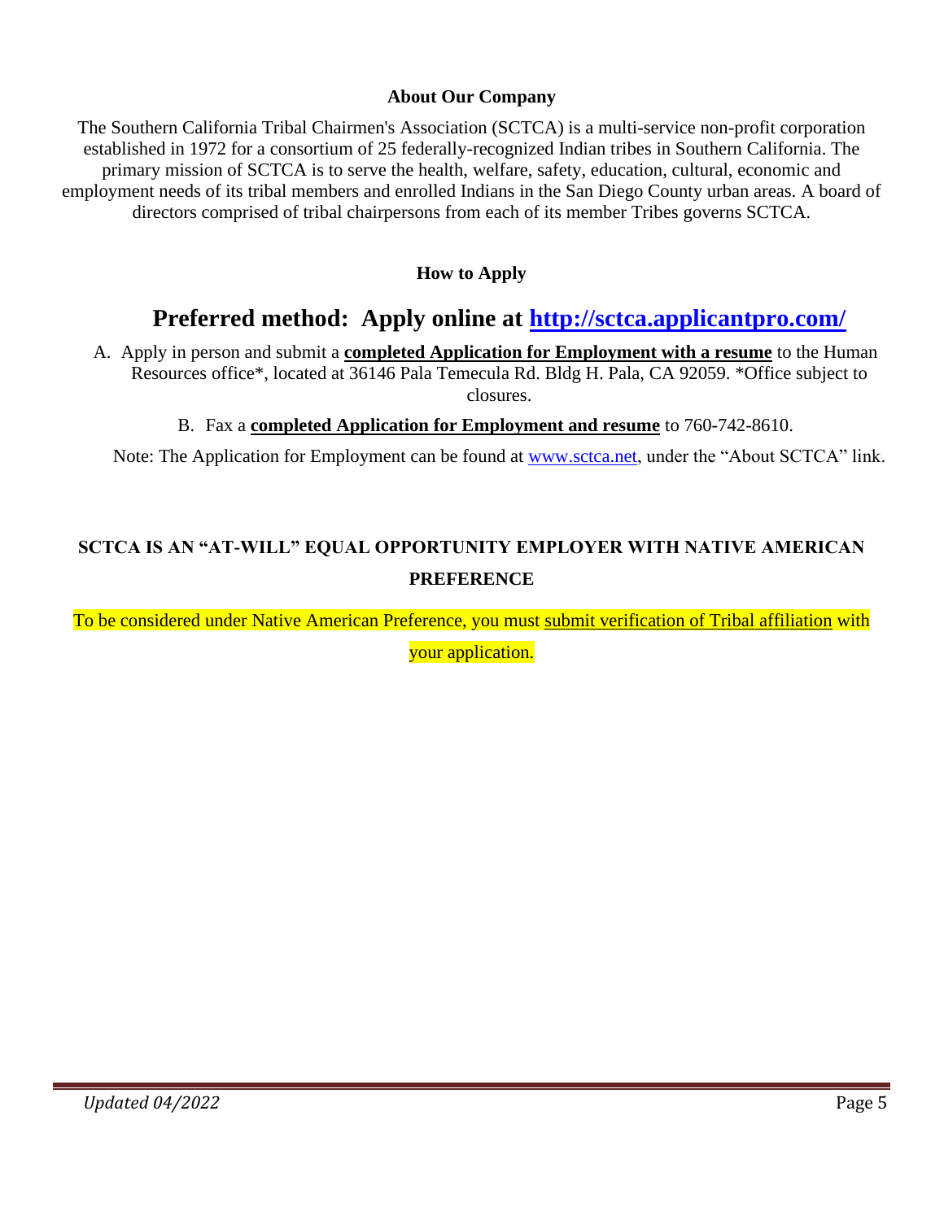## About Our Company

The Southern California Tribal Chairmen's Association (SCTCA) is a multi-service non-profit corporation established in 1972 for a consortium of 25 federally-recognized Indian tribes in Southern California. The primary mission of SCTCA is to serve the health, welfare, safety, education, cultural, economic and employment needs of its tribal members and enrolled Indians in the San Diego County urban areas. A board of directors comprised of tribal chairpersons from each of its member Tribes governs SCTCA.

## How to Apply

# Preferred method: Apply online at http://sctca.applicantpro.com/

A. Apply in person and submit a **completed Application for Employment with a resume** to the Human Resources office*, located at 36146 Pala Temecula Rd. Bldg H. Pala, CA 92059. *Office subject to closures.

B. Fax a **completed Application for Employment and resume** to 760-742-8610.

Note: The Application for Employment can be found at www.sctca.net, under the "About SCTCA" link.

**SCTCA IS AN "AT-WILL" EQUAL OPPORTUNITY EMPLOYER WITH NATIVE AMERICAN PREFERENCE**

To be considered under Native American Preference, you must submit verification of Tribal affiliation with your application.